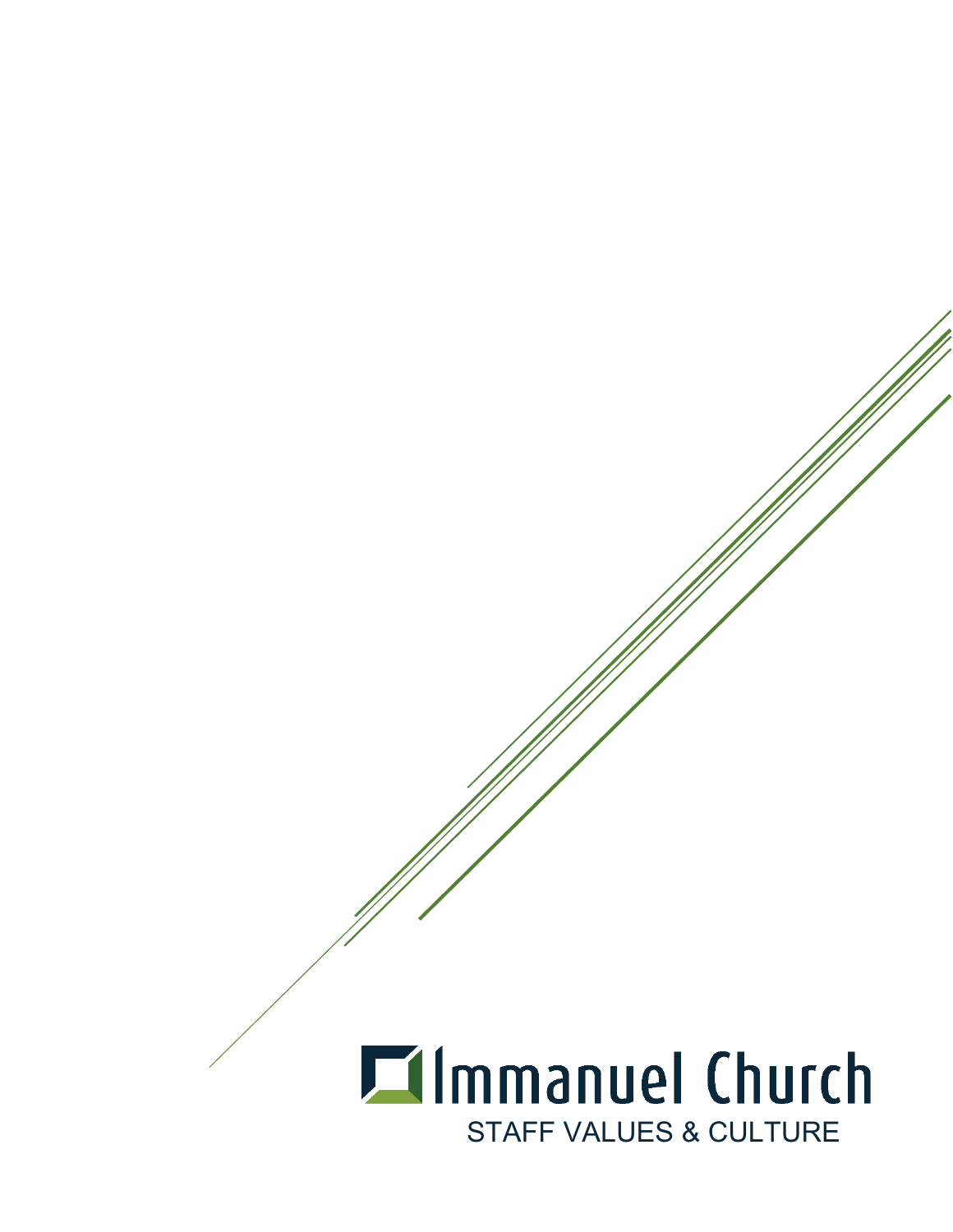# Immanuel Church

## STAFF VALUES & CULTURE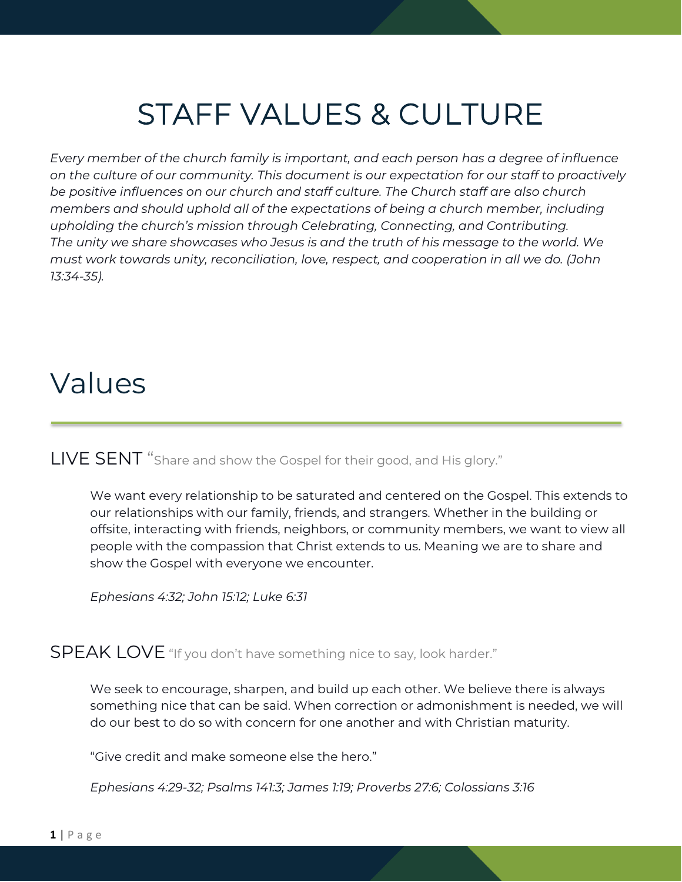# STAFF VALUES & CULTURE

*Every member of the church family is important, and each person has a degree of influence on the culture of our community. This document is our expectation for our staff to proactively be positive influences on our church and staff culture. The Church staff are also church members and should uphold all of the expectations of being a church member, including upholding the church's mission through Celebrating, Connecting, and Contributing.*
*The unity we share showcases who Jesus is and the truth of his message to the world. We must work towards unity, reconciliation, love, respect, and cooperation in all we do. (John 13:34-35).*

## Values

### LIVE SENT "Share and show the Gospel for their good, and His glory."

We want every relationship to be saturated and centered on the Gospel. This extends to our relationships with our family, friends, and strangers. Whether in the building or offsite, interacting with friends, neighbors, or community members, we want to view all people with the compassion that Christ extends to us. Meaning we are to share and show the Gospel with everyone we encounter.

*Ephesians 4:32; John 15:12; Luke 6:31*

### SPEAK LOVE "If you don't have something nice to say, look harder."

We seek to encourage, sharpen, and build up each other. We believe there is always something nice that can be said. When correction or admonishment is needed, we will do our best to do so with concern for one another and with Christian maturity.

"Give credit and make someone else the hero."

*Ephesians 4:29-32; Psalms 141:3; James 1:19; Proverbs 27:6; Colossians 3:16*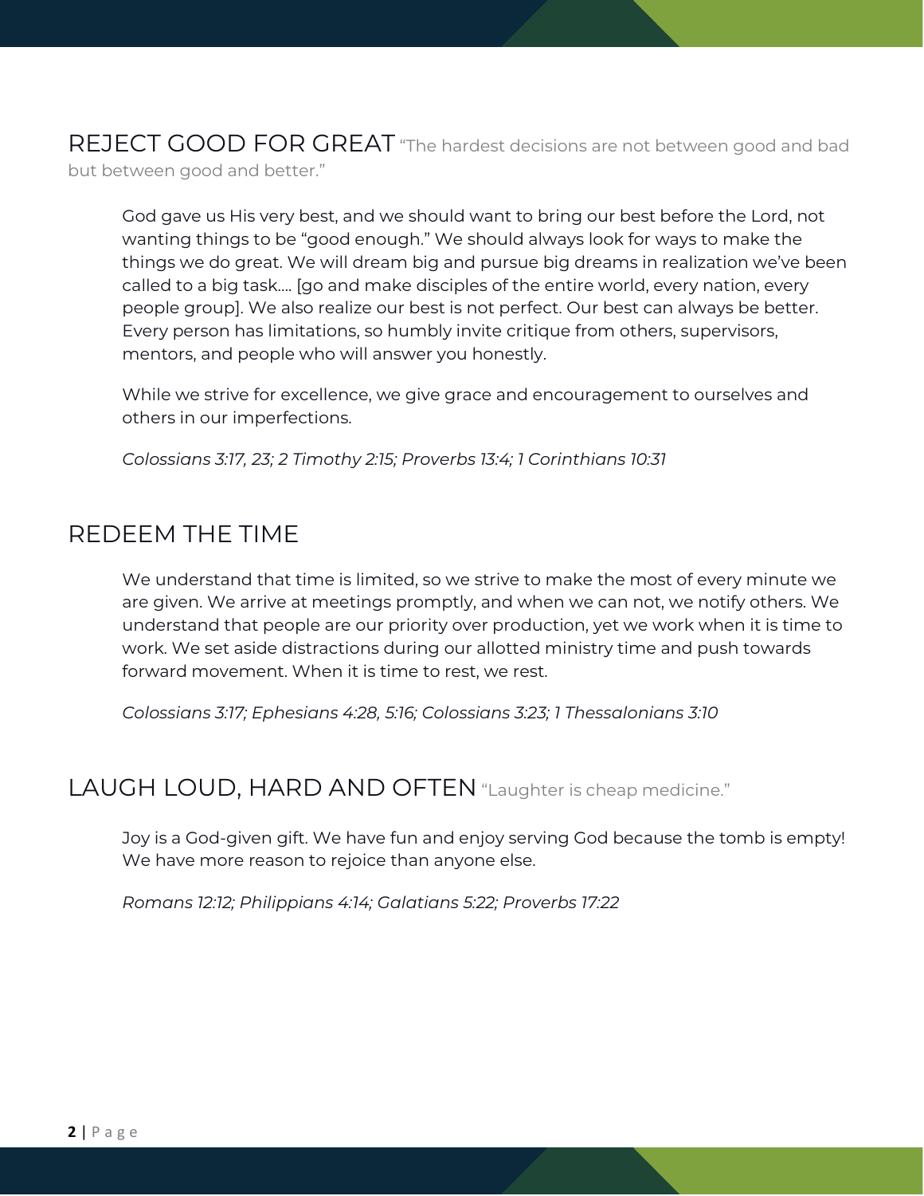## REJECT GOOD FOR GREAT “The hardest decisions are not between good and bad but between good and better.”

God gave us His very best, and we should want to bring our best before the Lord, not wanting things to be “good enough.” We should always look for ways to make the things we do great. We will dream big and pursue big dreams in realization we’ve been called to a big task.... [go and make disciples of the entire world, every nation, every people group]. We also realize our best is not perfect. Our best can always be better. Every person has limitations, so humbly invite critique from others, supervisors, mentors, and people who will answer you honestly.

While we strive for excellence, we give grace and encouragement to ourselves and others in our imperfections.

*Colossians 3:17, 23; 2 Timothy 2:15; Proverbs 13:4; 1 Corinthians 10:31*

## REDEEM THE TIME

We understand that time is limited, so we strive to make the most of every minute we are given. We arrive at meetings promptly, and when we can not, we notify others. We understand that people are our priority over production, yet we work when it is time to work. We set aside distractions during our allotted ministry time and push towards forward movement. When it is time to rest, we rest.

*Colossians 3:17; Ephesians 4:28, 5:16; Colossians 3:23; 1 Thessalonians 3:10*

## LAUGH LOUD, HARD AND OFTEN “Laughter is cheap medicine.”

Joy is a God-given gift. We have fun and enjoy serving God because the tomb is empty! We have more reason to rejoice than anyone else.

*Romans 12:12; Philippians 4:14; Galatians 5:22; Proverbs 17:22*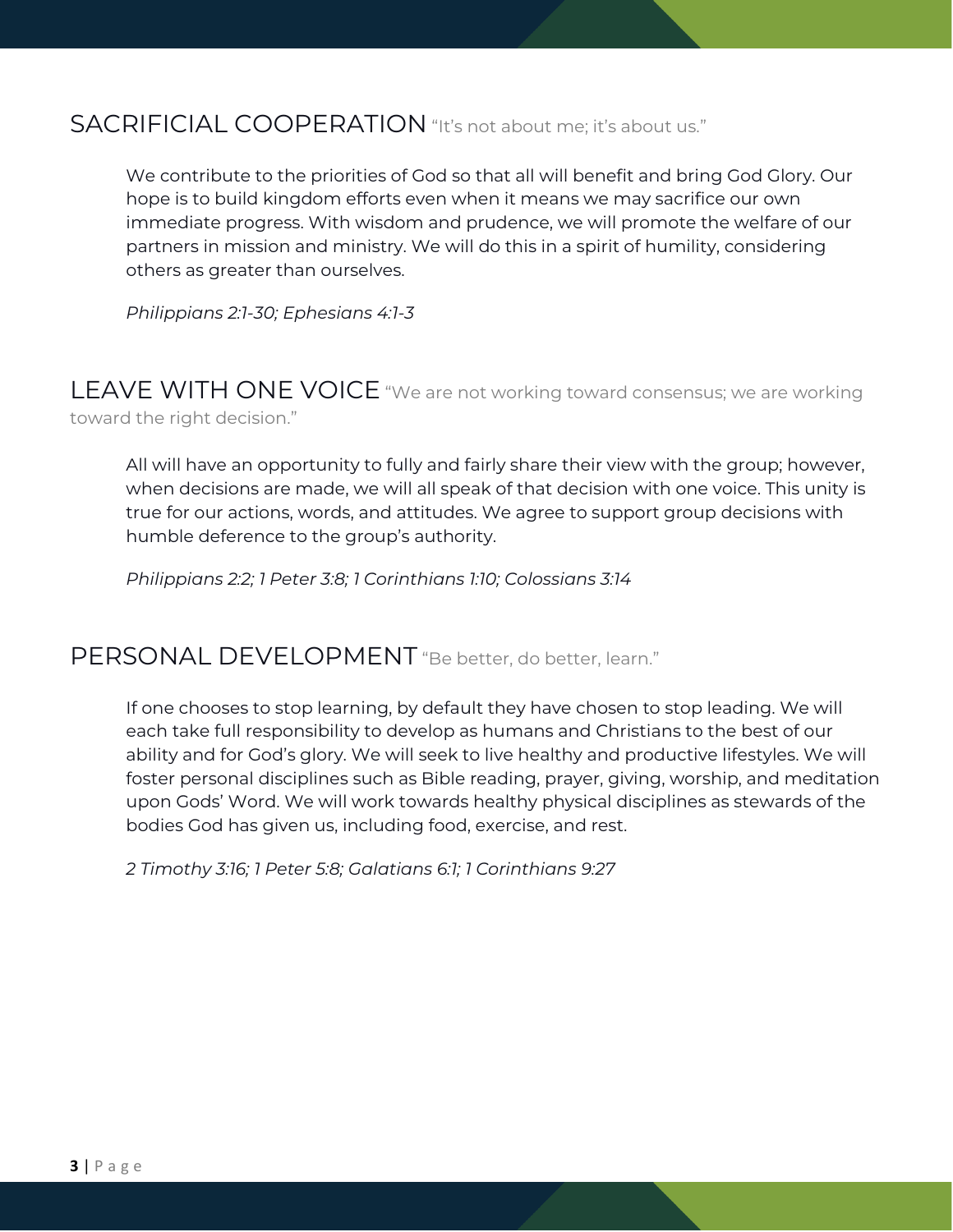## SACRIFICIAL COOPERATION "It's not about me; it's about us."

We contribute to the priorities of God so that all will benefit and bring God Glory. Our hope is to build kingdom efforts even when it means we may sacrifice our own immediate progress. With wisdom and prudence, we will promote the welfare of our partners in mission and ministry. We will do this in a spirit of humility, considering others as greater than ourselves.

*Philippians 2:1-30; Ephesians 4:1-3*

## LEAVE WITH ONE VOICE "We are not working toward consensus; we are working toward the right decision."

All will have an opportunity to fully and fairly share their view with the group; however, when decisions are made, we will all speak of that decision with one voice. This unity is true for our actions, words, and attitudes. We agree to support group decisions with humble deference to the group's authority.

*Philippians 2:2; 1 Peter 3:8; 1 Corinthians 1:10; Colossians 3:14*

## PERSONAL DEVELOPMENT "Be better, do better, learn."

If one chooses to stop learning, by default they have chosen to stop leading. We will each take full responsibility to develop as humans and Christians to the best of our ability and for God's glory. We will seek to live healthy and productive lifestyles. We will foster personal disciplines such as Bible reading, prayer, giving, worship, and meditation upon Gods' Word. We will work towards healthy physical disciplines as stewards of the bodies God has given us, including food, exercise, and rest.

*2 Timothy 3:16; 1 Peter 5:8; Galatians 6:1; 1 Corinthians 9:27*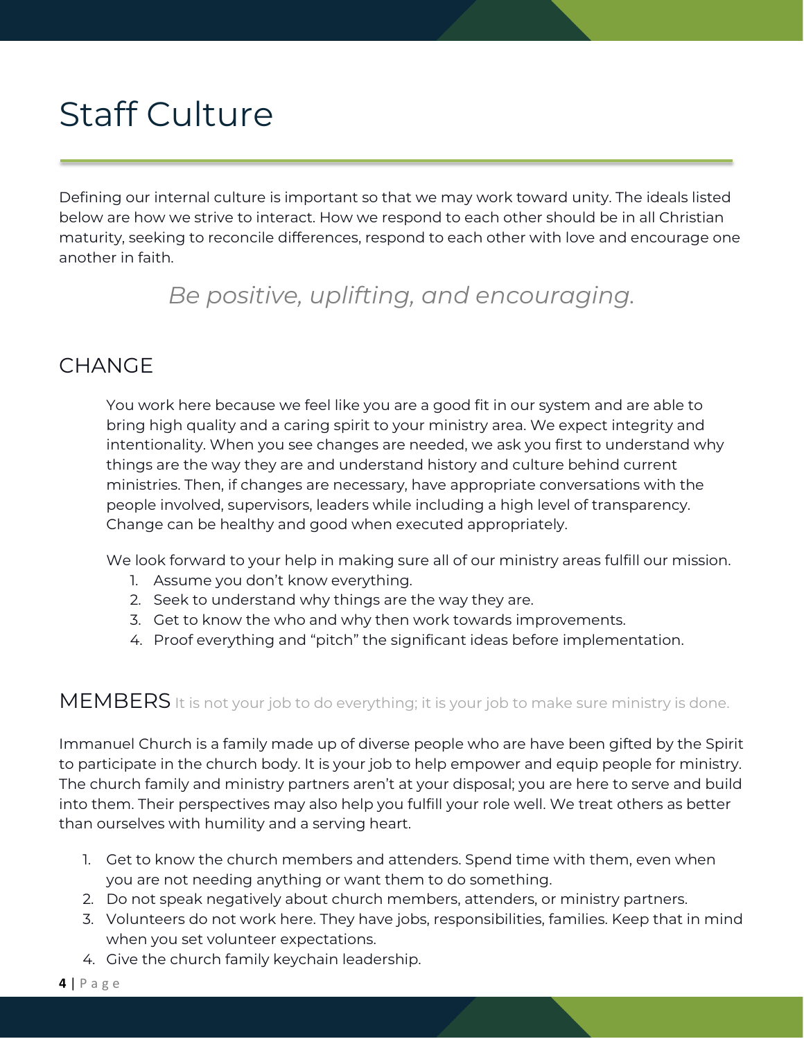# Staff Culture

Defining our internal culture is important so that we may work toward unity. The ideals listed below are how we strive to interact. How we respond to each other should be in all Christian maturity, seeking to reconcile differences, respond to each other with love and encourage one another in faith.

*Be positive, uplifting, and encouraging.*

## CHANGE

You work here because we feel like you are a good fit in our system and are able to bring high quality and a caring spirit to your ministry area. We expect integrity and intentionality. When you see changes are needed, we ask you first to understand why things are the way they are and understand history and culture behind current ministries. Then, if changes are necessary, have appropriate conversations with the people involved, supervisors, leaders while including a high level of transparency. Change can be healthy and good when executed appropriately.

We look forward to your help in making sure all of our ministry areas fulfill our mission.

1. Assume you don't know everything.
2. Seek to understand why things are the way they are.
3. Get to know the who and why then work towards improvements.
4. Proof everything and "pitch" the significant ideas before implementation.

## MEMBERS It is not your job to do everything; it is your job to make sure ministry is done.

Immanuel Church is a family made up of diverse people who are have been gifted by the Spirit to participate in the church body. It is your job to help empower and equip people for ministry. The church family and ministry partners aren't at your disposal; you are here to serve and build into them. Their perspectives may also help you fulfill your role well. We treat others as better than ourselves with humility and a serving heart.

1. Get to know the church members and attenders. Spend time with them, even when you are not needing anything or want them to do something.
2. Do not speak negatively about church members, attenders, or ministry partners.
3. Volunteers do not work here. They have jobs, responsibilities, families. Keep that in mind when you set volunteer expectations.
4. Give the church family keychain leadership.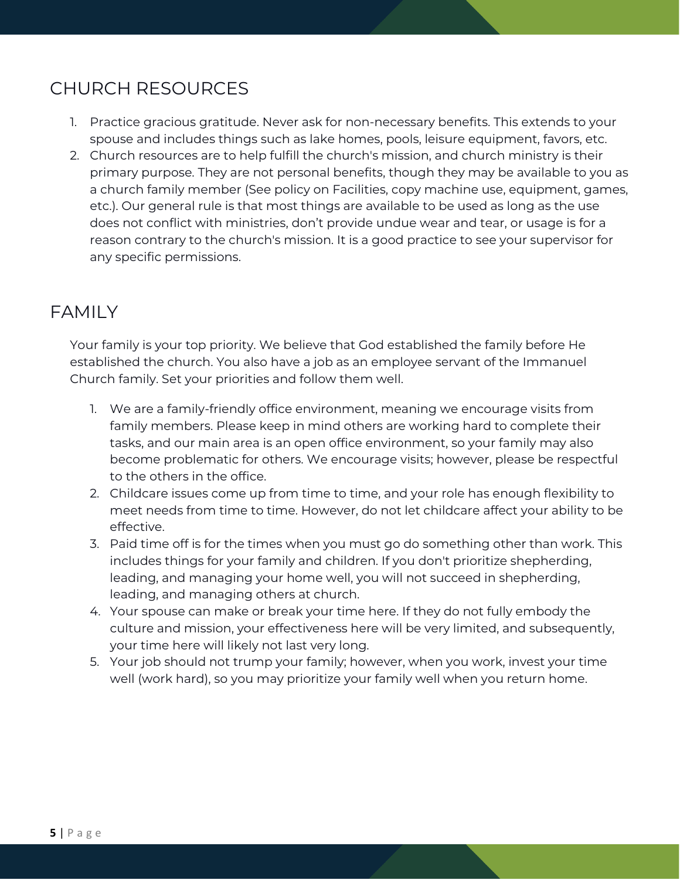## CHURCH RESOURCES

1. Practice gracious gratitude. Never ask for non-necessary benefits. This extends to your spouse and includes things such as lake homes, pools, leisure equipment, favors, etc.
2. Church resources are to help fulfill the church's mission, and church ministry is their primary purpose. They are not personal benefits, though they may be available to you as a church family member (See policy on Facilities, copy machine use, equipment, games, etc.). Our general rule is that most things are available to be used as long as the use does not conflict with ministries, don't provide undue wear and tear, or usage is for a reason contrary to the church's mission. It is a good practice to see your supervisor for any specific permissions.

## FAMILY

Your family is your top priority. We believe that God established the family before He established the church. You also have a job as an employee servant of the Immanuel Church family. Set your priorities and follow them well.

1. We are a family-friendly office environment, meaning we encourage visits from family members. Please keep in mind others are working hard to complete their tasks, and our main area is an open office environment, so your family may also become problematic for others. We encourage visits; however, please be respectful to the others in the office.
2. Childcare issues come up from time to time, and your role has enough flexibility to meet needs from time to time. However, do not let childcare affect your ability to be effective.
3. Paid time off is for the times when you must go do something other than work. This includes things for your family and children. If you don't prioritize shepherding, leading, and managing your home well, you will not succeed in shepherding, leading, and managing others at church.
4. Your spouse can make or break your time here. If they do not fully embody the culture and mission, your effectiveness here will be very limited, and subsequently, your time here will likely not last very long.
5. Your job should not trump your family; however, when you work, invest your time well (work hard), so you may prioritize your family well when you return home.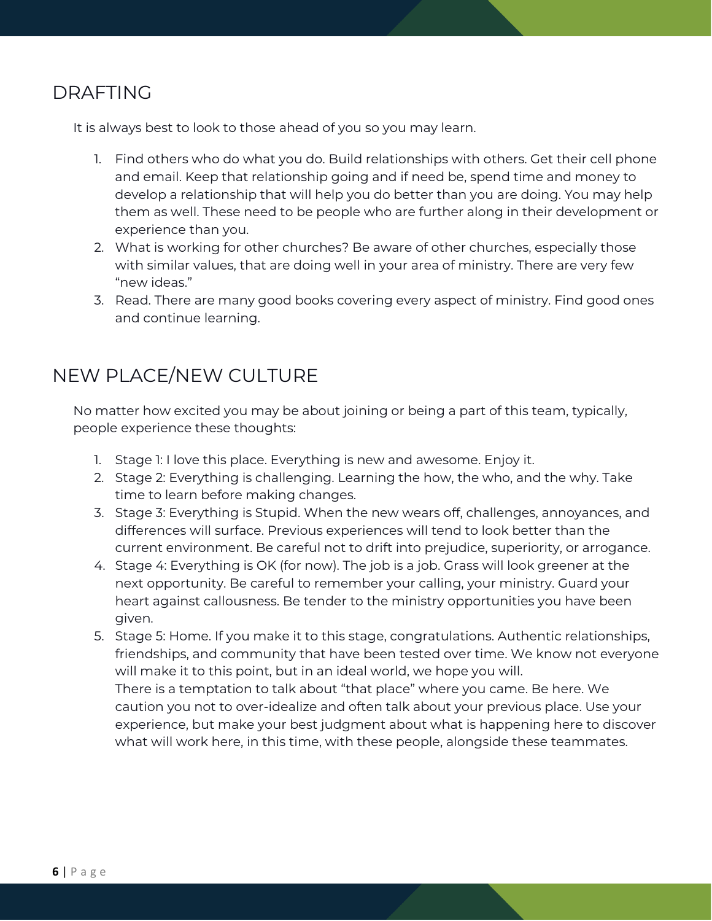## DRAFTING

It is always best to look to those ahead of you so you may learn.

1. Find others who do what you do. Build relationships with others. Get their cell phone and email. Keep that relationship going and if need be, spend time and money to develop a relationship that will help you do better than you are doing. You may help them as well. These need to be people who are further along in their development or experience than you.
2. What is working for other churches? Be aware of other churches, especially those with similar values, that are doing well in your area of ministry. There are very few "new ideas."
3. Read. There are many good books covering every aspect of ministry. Find good ones and continue learning.

## NEW PLACE/NEW CULTURE

No matter how excited you may be about joining or being a part of this team, typically, people experience these thoughts:

1. Stage 1: I love this place. Everything is new and awesome. Enjoy it.
2. Stage 2: Everything is challenging. Learning the how, the who, and the why. Take time to learn before making changes.
3. Stage 3: Everything is Stupid. When the new wears off, challenges, annoyances, and differences will surface. Previous experiences will tend to look better than the current environment. Be careful not to drift into prejudice, superiority, or arrogance.
4. Stage 4: Everything is OK (for now). The job is a job. Grass will look greener at the next opportunity. Be careful to remember your calling, your ministry. Guard your heart against callousness. Be tender to the ministry opportunities you have been given.
5. Stage 5: Home. If you make it to this stage, congratulations. Authentic relationships, friendships, and community that have been tested over time. We know not everyone will make it to this point, but in an ideal world, we hope you will.
   There is a temptation to talk about "that place" where you came. Be here. We caution you not to over-idealize and often talk about your previous place. Use your experience, but make your best judgment about what is happening here to discover what will work here, in this time, with these people, alongside these teammates.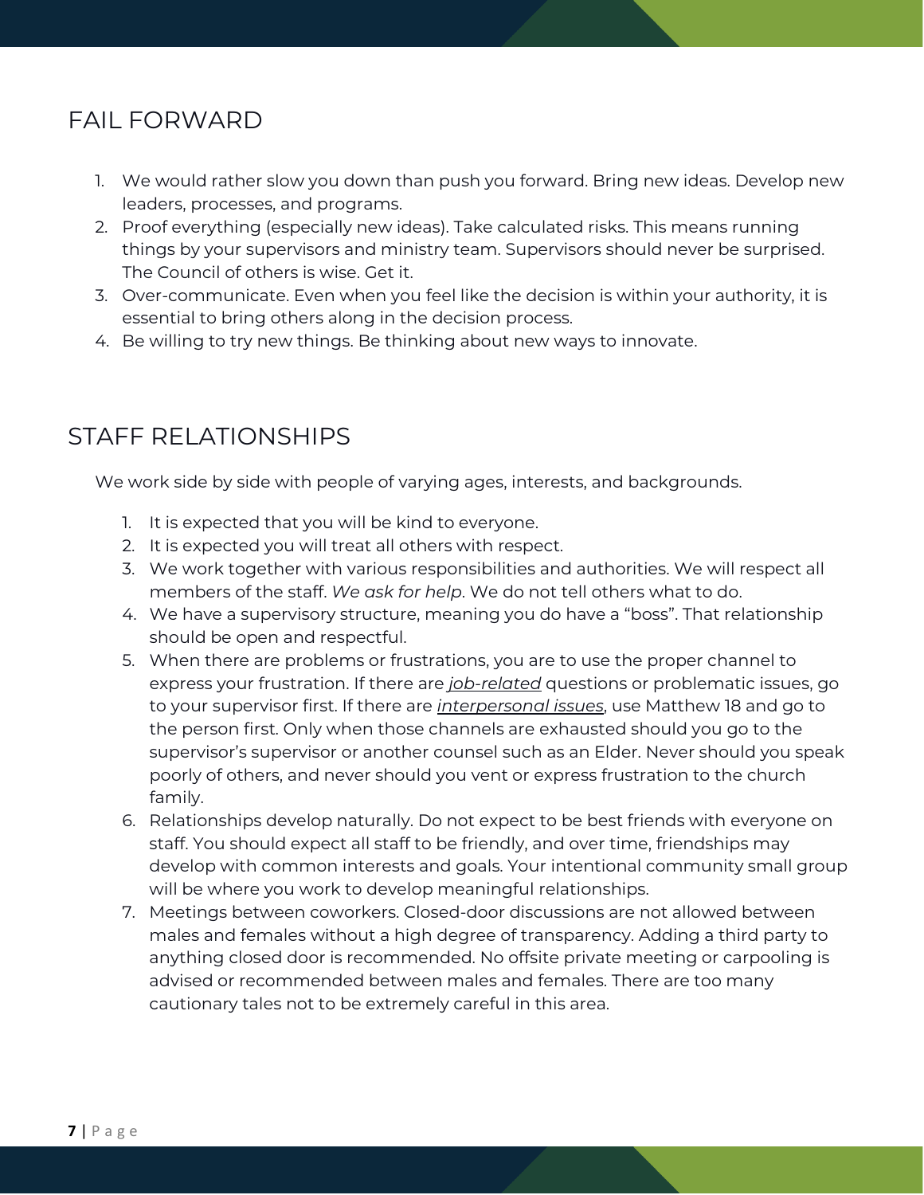## FAIL FORWARD

1. We would rather slow you down than push you forward. Bring new ideas. Develop new leaders, processes, and programs.
2. Proof everything (especially new ideas). Take calculated risks. This means running things by your supervisors and ministry team. Supervisors should never be surprised. The Council of others is wise. Get it.
3. Over-communicate. Even when you feel like the decision is within your authority, it is essential to bring others along in the decision process.
4. Be willing to try new things. Be thinking about new ways to innovate.

## STAFF RELATIONSHIPS

We work side by side with people of varying ages, interests, and backgrounds.

1. It is expected that you will be kind to everyone.
2. It is expected you will treat all others with respect.
3. We work together with various responsibilities and authorities. We will respect all members of the staff. *We ask for help*. We do not tell others what to do.
4. We have a supervisory structure, meaning you do have a "boss". That relationship should be open and respectful.
5. When there are problems or frustrations, you are to use the proper channel to express your frustration. If there are ***job-related*** questions or problematic issues, go to your supervisor first. If there are ***interpersonal issues***, use Matthew 18 and go to the person first. Only when those channels are exhausted should you go to the supervisor's supervisor or another counsel such as an Elder. Never should you speak poorly of others, and never should you vent or express frustration to the church family.
6. Relationships develop naturally. Do not expect to be best friends with everyone on staff. You should expect all staff to be friendly, and over time, friendships may develop with common interests and goals. Your intentional community small group will be where you work to develop meaningful relationships.
7. Meetings between coworkers. Closed-door discussions are not allowed between males and females without a high degree of transparency. Adding a third party to anything closed door is recommended. No offsite private meeting or carpooling is advised or recommended between males and females. There are too many cautionary tales not to be extremely careful in this area.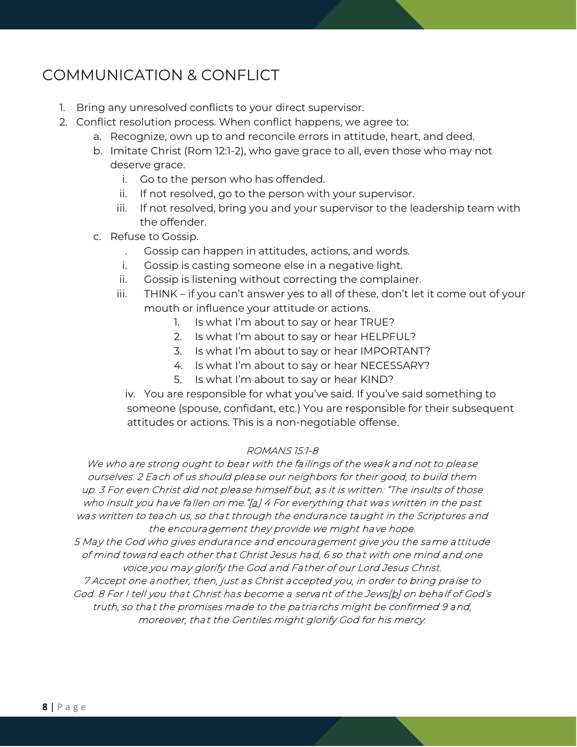## COMMUNICATION & CONFLICT

1. Bring any unresolved conflicts to your direct supervisor.
2. Conflict resolution process. When conflict happens, we agree to:
   a. Recognize, own up to and reconcile errors in attitude, heart, and deed.
   b. Imitate Christ (Rom 12:1-2), who gave grace to all, even those who may not deserve grace.
      i. Go to the person who has offended.
      ii. If not resolved, go to the person with your supervisor.
      iii. If not resolved, bring you and your supervisor to the leadership team with the offender.
   c. Refuse to Gossip.
      . Gossip can happen in attitudes, actions, and words.
      i. Gossip is casting someone else in a negative light.
      ii. Gossip is listening without correcting the complainer.
      iii. THINK – if you can't answer yes to all of these, don't let it come out of your mouth or influence your attitude or actions.
         1. Is what I'm about to say or hear TRUE?
         2. Is what I'm about to say or hear HELPFUL?
         3. Is what I'm about to say or hear IMPORTANT?
         4. Is what I'm about to say or hear NECESSARY?
         5. Is what I'm about to say or hear KIND?
      iv. You are responsible for what you've said. If you've said something to someone (spouse, confidant, etc.) You are responsible for their subsequent attitudes or actions. This is a non-negotiable offense.

*ROMANS 15:1-8*

*We who are strong ought to bear with the failings of the weak and not to please ourselves. 2 Each of us should please our neighbors for their good, to build them up. 3 For even Christ did not please himself but, as it is written: "The insults of those who insult you have fallen on me."[a] 4 For everything that was written in the past was written to teach us, so that through the endurance taught in the Scriptures and the encouragement they provide we might have hope.*
*5 May the God who gives endurance and encouragement give you the same attitude of mind toward each other that Christ Jesus had, 6 so that with one mind and one voice you may glorify the God and Father of our Lord Jesus Christ.*
*7 Accept one another, then, just as Christ accepted you, in order to bring praise to God. 8 For I tell you that Christ has become a servant of the Jews[b] on behalf of God's truth, so that the promises made to the patriarchs might be confirmed 9 and, moreover, that the Gentiles might glorify God for his mercy.*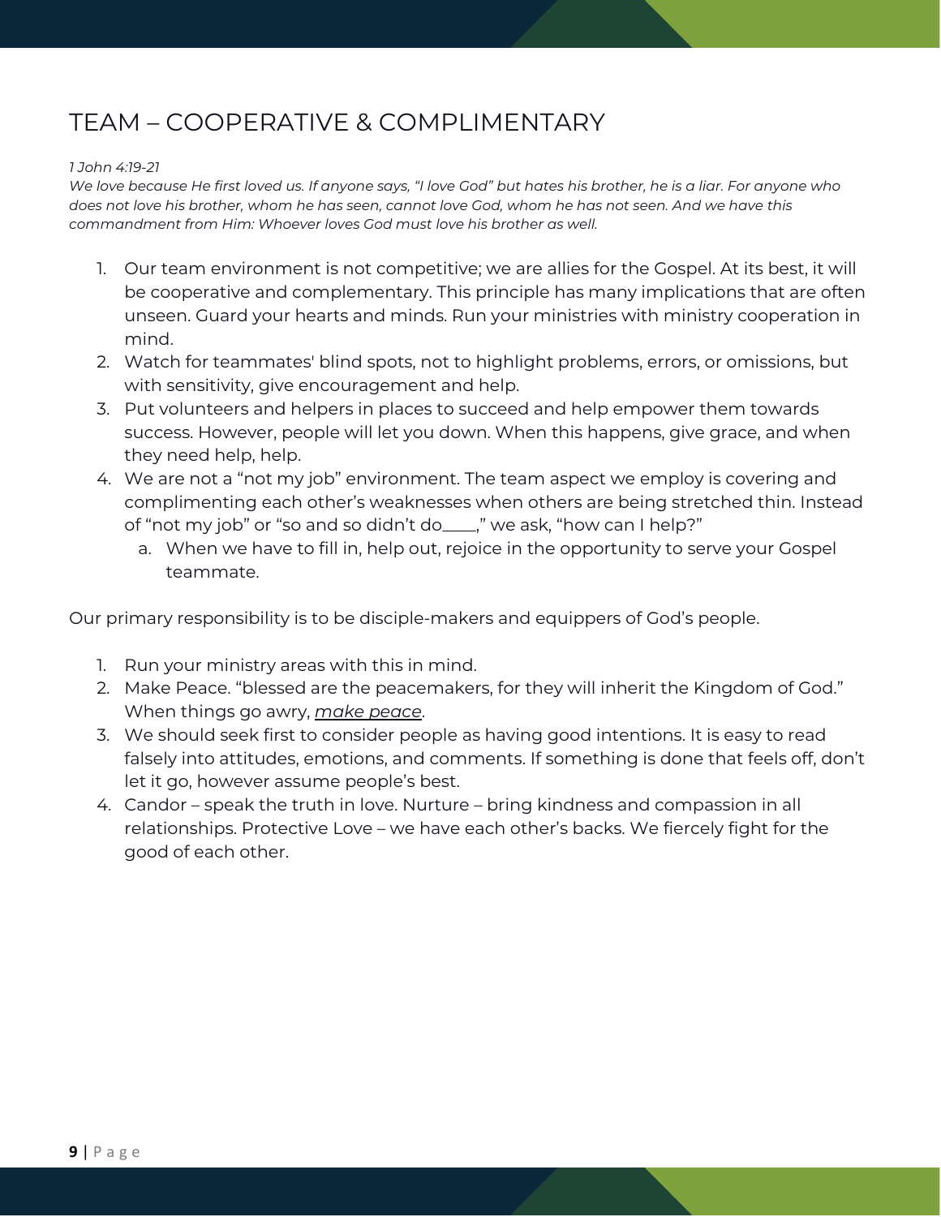# TEAM – COOPERATIVE & COMPLIMENTARY

*1 John 4:19-21*

*We love because He first loved us. If anyone says, "I love God" but hates his brother, he is a liar. For anyone who does not love his brother, whom he has seen, cannot love God, whom he has not seen. And we have this commandment from Him: Whoever loves God must love his brother as well.*

1. Our team environment is not competitive; we are allies for the Gospel. At its best, it will be cooperative and complementary. This principle has many implications that are often unseen. Guard your hearts and minds. Run your ministries with ministry cooperation in mind.
2. Watch for teammates' blind spots, not to highlight problems, errors, or omissions, but with sensitivity, give encouragement and help.
3. Put volunteers and helpers in places to succeed and help empower them towards success. However, people will let you down. When this happens, give grace, and when they need help, help.
4. We are not a "not my job" environment. The team aspect we employ is covering and complimenting each other's weaknesses when others are being stretched thin. Instead of "not my job" or "so and so didn't do____," we ask, "how can I help?"
   a. When we have to fill in, help out, rejoice in the opportunity to serve your Gospel teammate.

Our primary responsibility is to be disciple-makers and equippers of God's people.

1. Run your ministry areas with this in mind.
2. Make Peace. "blessed are the peacemakers, for they will inherit the Kingdom of God." When things go awry, ***make peace***.
3. We should seek first to consider people as having good intentions. It is easy to read falsely into attitudes, emotions, and comments. If something is done that feels off, don't let it go, however assume people's best.
4. Candor – speak the truth in love. Nurture – bring kindness and compassion in all relationships. Protective Love – we have each other's backs. We fiercely fight for the good of each other.